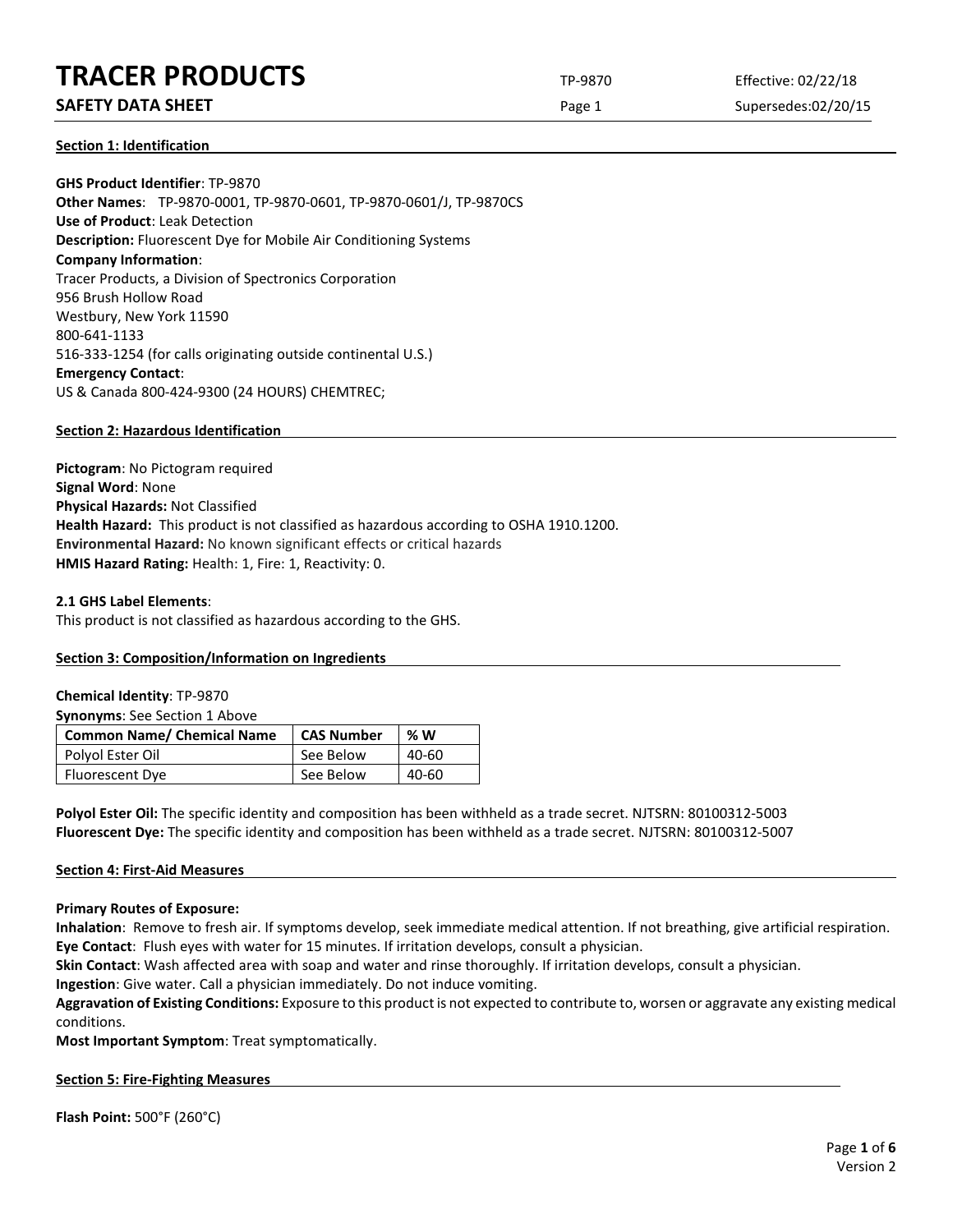# TRACER PRODUCTS

**SAFETY DATA SHEET**

TP-9870 Effective: 02/22/18

Supersedes: 02/20/15

## Section 1: Identification

**GHS Product Identifier**: TP-9870
**Other Names**: TP-9870-0001, TP-9870-0601, TP-9870-0601/J, TP-9870CS
**Use of Product**: Leak Detection
**Description:** Fluorescent Dye for Mobile Air Conditioning Systems
**Company Information**:
Tracer Products, a Division of Spectronics Corporation
956 Brush Hollow Road
Westbury, New York 11590
800-641-1133
516-333-1254 (for calls originating outside continental U.S.)
**Emergency Contact**:
US & Canada 800-424-9300 (24 HOURS) CHEMTREC;

## Section 2: Hazardous Identification

**Pictogram**: No Pictogram required
**Signal Word**: None
**Physical Hazards:** Not Classified
**Health Hazard:** This product is not classified as hazardous according to OSHA 1910.1200.
**Environmental Hazard:** No known significant effects or critical hazards
**HMIS Hazard Rating:** Health: 1, Fire: 1, Reactivity: 0.

**2.1 GHS Label Elements**:
This product is not classified as hazardous according to the GHS.

## Section 3: Composition/Information on Ingredients

**Chemical Identity**: TP-9870
**Synonyms**: See Section 1 Above

| Common Name/ Chemical Name | CAS Number | % W |
|---|---|---|
| Polyol Ester Oil | See Below | 40-60 |
| Fluorescent Dye | See Below | 40-60 |

**Polyol Ester Oil:** The specific identity and composition has been withheld as a trade secret. NJTSRN: 80100312-5003
**Fluorescent Dye:** The specific identity and composition has been withheld as a trade secret. NJTSRN: 80100312-5007

## Section 4: First-Aid Measures

**Primary Routes of Exposure:**
**Inhalation**: Remove to fresh air. If symptoms develop, seek immediate medical attention. If not breathing, give artificial respiration.
**Eye Contact**: Flush eyes with water for 15 minutes. If irritation develops, consult a physician.
**Skin Contact**: Wash affected area with soap and water and rinse thoroughly. If irritation develops, consult a physician.
**Ingestion**: Give water. Call a physician immediately. Do not induce vomiting.
**Aggravation of Existing Conditions:** Exposure to this product is not expected to contribute to, worsen or aggravate any existing medical conditions.
**Most Important Symptom**: Treat symptomatically.

## Section 5: Fire-Fighting Measures

**Flash Point:** 500°F (260°C)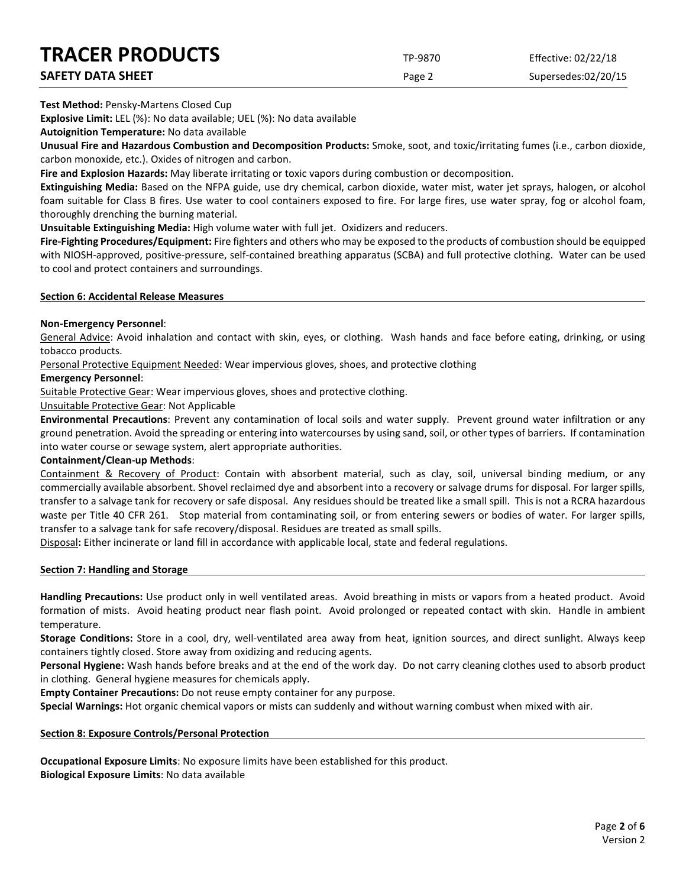**Test Method:** Pensky-Martens Closed Cup

**Explosive Limit:** LEL (%): No data available; UEL (%): No data available

**Autoignition Temperature:** No data available

**Unusual Fire and Hazardous Combustion and Decomposition Products:** Smoke, soot, and toxic/irritating fumes (i.e., carbon dioxide, carbon monoxide, etc.). Oxides of nitrogen and carbon.

**Fire and Explosion Hazards:** May liberate irritating or toxic vapors during combustion or decomposition.

**Extinguishing Media:** Based on the NFPA guide, use dry chemical, carbon dioxide, water mist, water jet sprays, halogen, or alcohol foam suitable for Class B fires. Use water to cool containers exposed to fire. For large fires, use water spray, fog or alcohol foam, thoroughly drenching the burning material.

**Unsuitable Extinguishing Media:** High volume water with full jet. Oxidizers and reducers.

**Fire-Fighting Procedures/Equipment:** Fire fighters and others who may be exposed to the products of combustion should be equipped with NIOSH-approved, positive-pressure, self-contained breathing apparatus (SCBA) and full protective clothing. Water can be used to cool and protect containers and surroundings.

## Section 6: Accidental Release Measures

**Non-Emergency Personnel**:

General Advice: Avoid inhalation and contact with skin, eyes, or clothing. Wash hands and face before eating, drinking, or using tobacco products.

Personal Protective Equipment Needed: Wear impervious gloves, shoes, and protective clothing

**Emergency Personnel**:

Suitable Protective Gear: Wear impervious gloves, shoes and protective clothing.

Unsuitable Protective Gear: Not Applicable

**Environmental Precautions**: Prevent any contamination of local soils and water supply. Prevent ground water infiltration or any ground penetration. Avoid the spreading or entering into watercourses by using sand, soil, or other types of barriers. If contamination into water course or sewage system, alert appropriate authorities.

**Containment/Clean-up Methods**:

Containment & Recovery of Product: Contain with absorbent material, such as clay, soil, universal binding medium, or any commercially available absorbent. Shovel reclaimed dye and absorbent into a recovery or salvage drums for disposal. For larger spills, transfer to a salvage tank for recovery or safe disposal. Any residues should be treated like a small spill. This is not a RCRA hazardous waste per Title 40 CFR 261. Stop material from contaminating soil, or from entering sewers or bodies of water. For larger spills, transfer to a salvage tank for safe recovery/disposal. Residues are treated as small spills.

Disposal**:** Either incinerate or land fill in accordance with applicable local, state and federal regulations.

## Section 7: Handling and Storage

**Handling Precautions:** Use product only in well ventilated areas. Avoid breathing in mists or vapors from a heated product. Avoid formation of mists. Avoid heating product near flash point. Avoid prolonged or repeated contact with skin. Handle in ambient temperature.

**Storage Conditions:** Store in a cool, dry, well-ventilated area away from heat, ignition sources, and direct sunlight. Always keep containers tightly closed. Store away from oxidizing and reducing agents.

**Personal Hygiene:** Wash hands before breaks and at the end of the work day. Do not carry cleaning clothes used to absorb product in clothing. General hygiene measures for chemicals apply.

**Empty Container Precautions:** Do not reuse empty container for any purpose.

**Special Warnings:** Hot organic chemical vapors or mists can suddenly and without warning combust when mixed with air.

## Section 8: Exposure Controls/Personal Protection

**Occupational Exposure Limits**: No exposure limits have been established for this product.

**Biological Exposure Limits**: No data available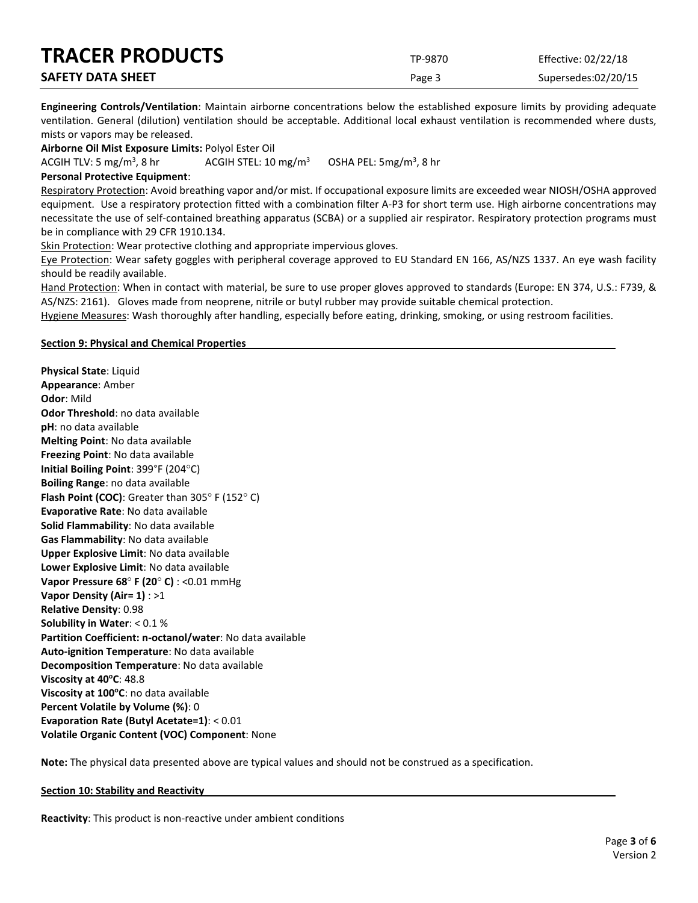**Engineering Controls/Ventilation**: Maintain airborne concentrations below the established exposure limits by providing adequate ventilation. General (dilution) ventilation should be acceptable. Additional local exhaust ventilation is recommended where dusts, mists or vapors may be released.

**Airborne Oil Mist Exposure Limits:** Polyol Ester Oil

ACGIH TLV: 5 mg/m$^3$, 8 hr ACGIH STEL: 10 mg/m$^3$ OSHA PEL: 5mg/m$^3$, 8 hr

**Personal Protective Equipment**:

Respiratory Protection: Avoid breathing vapor and/or mist. If occupational exposure limits are exceeded wear NIOSH/OSHA approved equipment. Use a respiratory protection fitted with a combination filter A-P3 for short term use. High airborne concentrations may necessitate the use of self-contained breathing apparatus (SCBA) or a supplied air respirator. Respiratory protection programs must be in compliance with 29 CFR 1910.134.

Skin Protection: Wear protective clothing and appropriate impervious gloves.

Eye Protection: Wear safety goggles with peripheral coverage approved to EU Standard EN 166, AS/NZS 1337. An eye wash facility should be readily available.

Hand Protection: When in contact with material, be sure to use proper gloves approved to standards (Europe: EN 374, U.S.: F739, & AS/NZS: 2161). Gloves made from neoprene, nitrile or butyl rubber may provide suitable chemical protection.

Hygiene Measures: Wash thoroughly after handling, especially before eating, drinking, smoking, or using restroom facilities.

## Section 9: Physical and Chemical Properties

**Physical State**: Liquid
**Appearance**: Amber
**Odor**: Mild
**Odor Threshold**: no data available
**pH**: no data available
**Melting Point**: No data available
**Freezing Point**: No data available
**Initial Boiling Point**: 399°F (204°C)
**Boiling Range**: no data available
**Flash Point (COC)**: Greater than 305° F (152° C)
**Evaporative Rate**: No data available
**Solid Flammability**: No data available
**Gas Flammability**: No data available
**Upper Explosive Limit**: No data available
**Lower Explosive Limit**: No data available
**Vapor Pressure 68° F (20° C)** : <0.01 mmHg
**Vapor Density (Air= 1)** : >1
**Relative Density**: 0.98
**Solubility in Water**: < 0.1 %
**Partition Coefficient: n-octanol/water**: No data available
**Auto-ignition Temperature**: No data available
**Decomposition Temperature**: No data available
**Viscosity at 40°C**: 48.8
**Viscosity at 100°C**: no data available
**Percent Volatile by Volume (%)**: 0
**Evaporation Rate (Butyl Acetate=1)**: < 0.01
**Volatile Organic Content (VOC) Component**: None

**Note:** The physical data presented above are typical values and should not be construed as a specification.

## Section 10: Stability and Reactivity

**Reactivity**: This product is non-reactive under ambient conditions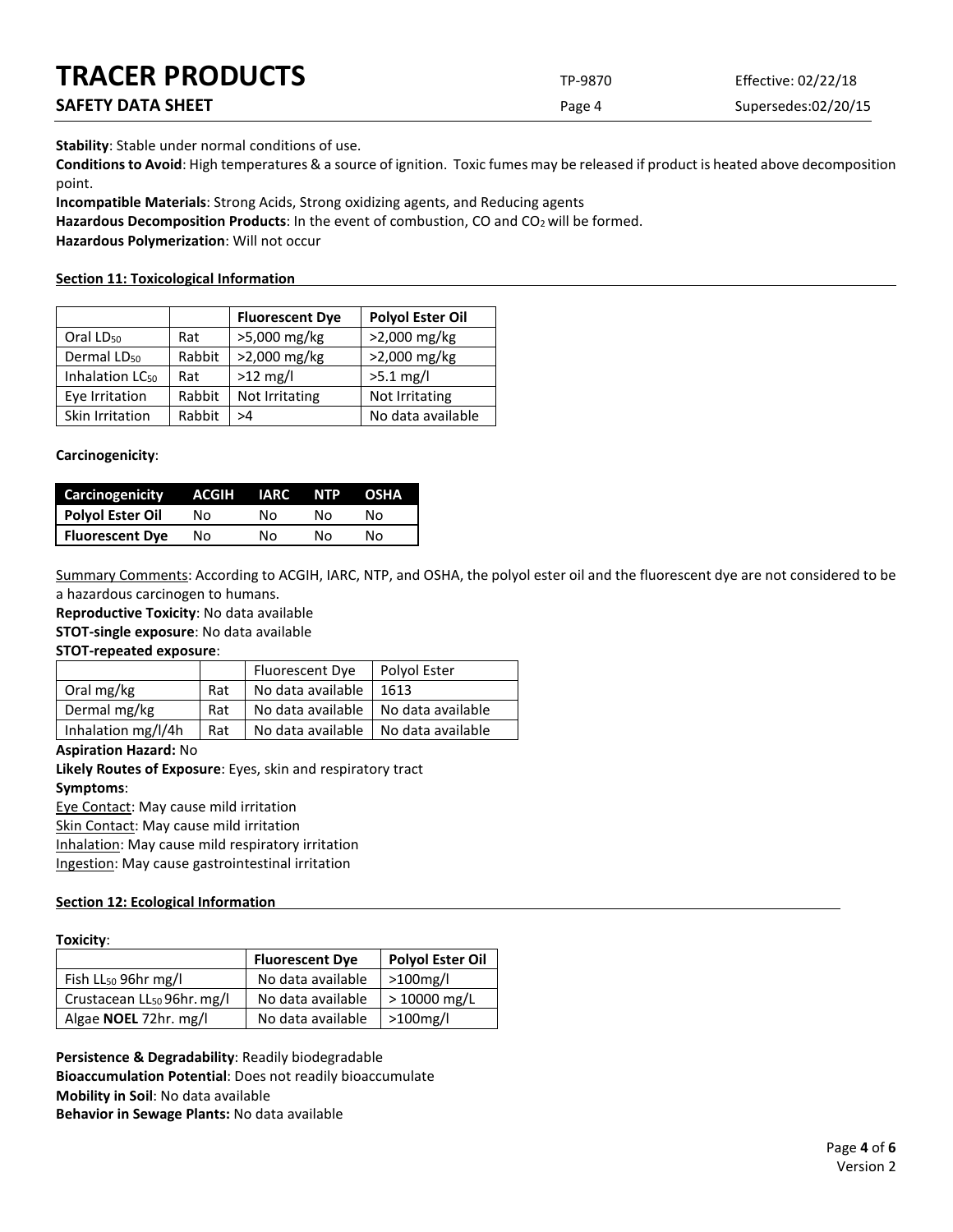**Stability**: Stable under normal conditions of use.

**Conditions to Avoid**: High temperatures & a source of ignition. Toxic fumes may be released if product is heated above decomposition point.

**Incompatible Materials**: Strong Acids, Strong oxidizing agents, and Reducing agents

**Hazardous Decomposition Products**: In the event of combustion, CO and $CO_2$ will be formed.

**Hazardous Polymerization**: Will not occur

## Section 11: Toxicological Information

| | | Fluorescent Dye | Polyol Ester Oil |
|---|---|---|---|
| Oral $LD_{50}$ | Rat | >5,000 mg/kg | >2,000 mg/kg |
| Dermal $LD_{50}$ | Rabbit | >2,000 mg/kg | >2,000 mg/kg |
| Inhalation $LC_{50}$ | Rat | >12 mg/l | >5.1 mg/l |
| Eye Irritation | Rabbit | Not Irritating | Not Irritating |
| Skin Irritation | Rabbit | >4 | No data available |

**Carcinogenicity**:

| Carcinogenicity | ACGIH | IARC | NTP | OSHA |
|---|---|---|---|---|
| **Polyol Ester Oil** | No | No | No | No |
| **Fluorescent Dye** | No | No | No | No |

Summary Comments: According to ACGIH, IARC, NTP, and OSHA, the polyol ester oil and the fluorescent dye are not considered to be a hazardous carcinogen to humans.

**Reproductive Toxicity**: No data available

**STOT-single exposure**: No data available

**STOT-repeated exposure**:

| | | Fluorescent Dye | Polyol Ester |
|---|---|---|---|
| Oral mg/kg | Rat | No data available | 1613 |
| Dermal mg/kg | Rat | No data available | No data available |
| Inhalation mg/l/4h | Rat | No data available | No data available |

**Aspiration Hazard:** No

**Likely Routes of Exposure**: Eyes, skin and respiratory tract

**Symptoms**:

Eye Contact: May cause mild irritation

Skin Contact: May cause mild irritation

Inhalation: May cause mild respiratory irritation

Ingestion: May cause gastrointestinal irritation

## Section 12: Ecological Information

**Toxicity**:

| | Fluorescent Dye | Polyol Ester Oil |
|---|---|---|
| Fish $LL_{50}$ 96hr mg/l | No data available | >100mg/l |
| Crustacean $LL_{50}$ 96hr. mg/l | No data available | > 10000 mg/L |
| Algae **NOEL** 72hr. mg/l | No data available | >100mg/l |

**Persistence & Degradability**: Readily biodegradable

**Bioaccumulation Potential**: Does not readily bioaccumulate

**Mobility in Soil**: No data available

**Behavior in Sewage Plants:** No data available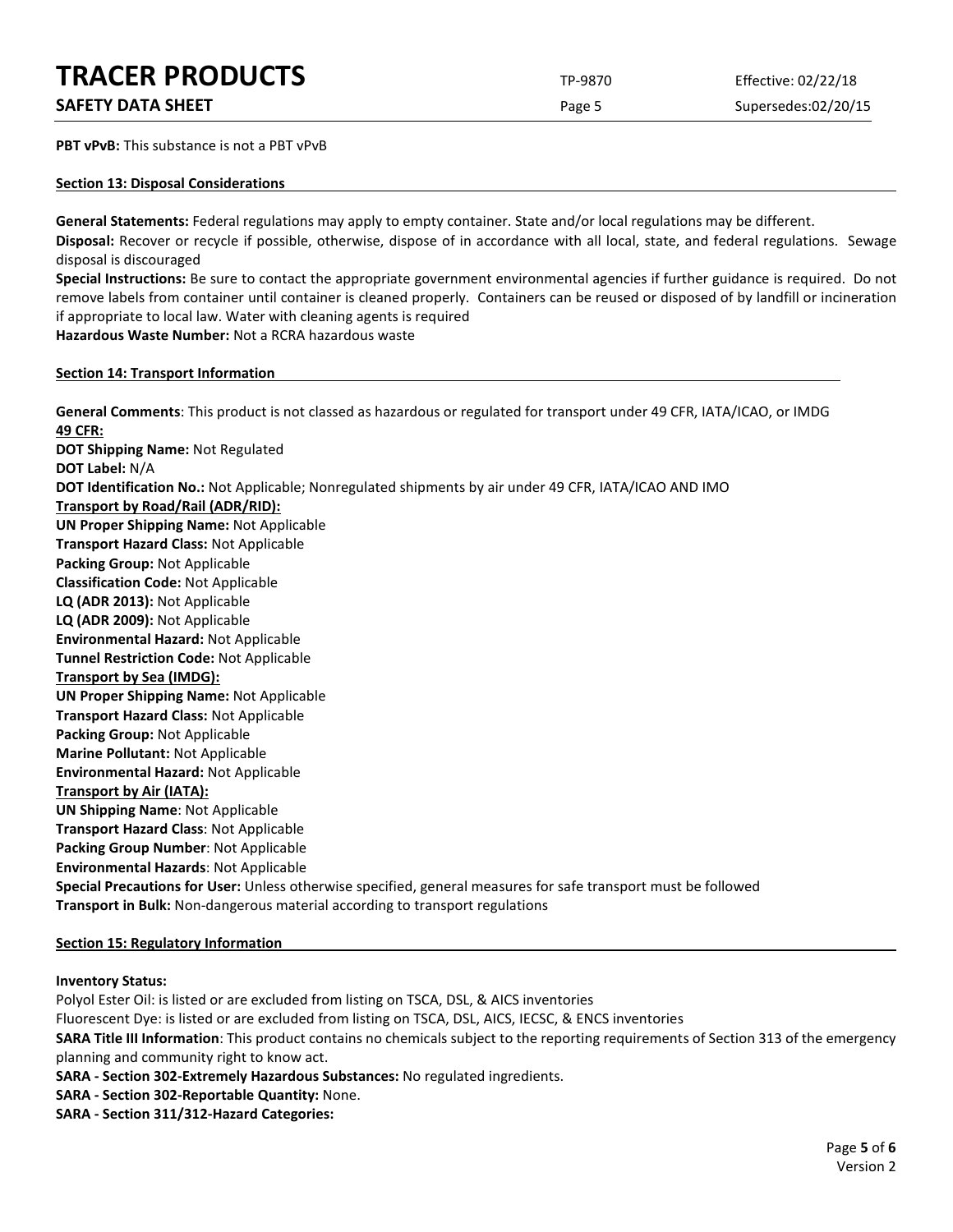**PBT vPvB:** This substance is not a PBT vPvB

## Section 13: Disposal Considerations

**General Statements:** Federal regulations may apply to empty container. State and/or local regulations may be different.

**Disposal:** Recover or recycle if possible, otherwise, dispose of in accordance with all local, state, and federal regulations. Sewage disposal is discouraged

**Special Instructions:** Be sure to contact the appropriate government environmental agencies if further guidance is required. Do not remove labels from container until container is cleaned properly. Containers can be reused or disposed of by landfill or incineration if appropriate to local law. Water with cleaning agents is required

**Hazardous Waste Number:** Not a RCRA hazardous waste

## Section 14: Transport Information

**General Comments**: This product is not classed as hazardous or regulated for transport under 49 CFR, IATA/ICAO, or IMDG

**49 CFR:**

**DOT Shipping Name:** Not Regulated
**DOT Label:** N/A
**DOT Identification No.:** Not Applicable; Nonregulated shipments by air under 49 CFR, IATA/ICAO AND IMO

**Transport by Road/Rail (ADR/RID):**

**UN Proper Shipping Name:** Not Applicable
**Transport Hazard Class:** Not Applicable
**Packing Group:** Not Applicable
**Classification Code:** Not Applicable
**LQ (ADR 2013):** Not Applicable
**LQ (ADR 2009):** Not Applicable
**Environmental Hazard:** Not Applicable
**Tunnel Restriction Code:** Not Applicable

**Transport by Sea (IMDG):**

**UN Proper Shipping Name:** Not Applicable
**Transport Hazard Class:** Not Applicable
**Packing Group:** Not Applicable
**Marine Pollutant:** Not Applicable
**Environmental Hazard:** Not Applicable

**Transport by Air (IATA):**

**UN Shipping Name**: Not Applicable
**Transport Hazard Class**: Not Applicable
**Packing Group Number**: Not Applicable
**Environmental Hazards**: Not Applicable
**Special Precautions for User:** Unless otherwise specified, general measures for safe transport must be followed
**Transport in Bulk:** Non-dangerous material according to transport regulations

## Section 15: Regulatory Information

**Inventory Status:**

Polyol Ester Oil: is listed or are excluded from listing on TSCA, DSL, & AICS inventories
Fluorescent Dye: is listed or are excluded from listing on TSCA, DSL, AICS, IECSC, & ENCS inventories

**SARA Title III Information**: This product contains no chemicals subject to the reporting requirements of Section 313 of the emergency planning and community right to know act.

**SARA - Section 302-Extremely Hazardous Substances:** No regulated ingredients.
**SARA - Section 302-Reportable Quantity:** None.
**SARA - Section 311/312-Hazard Categories:**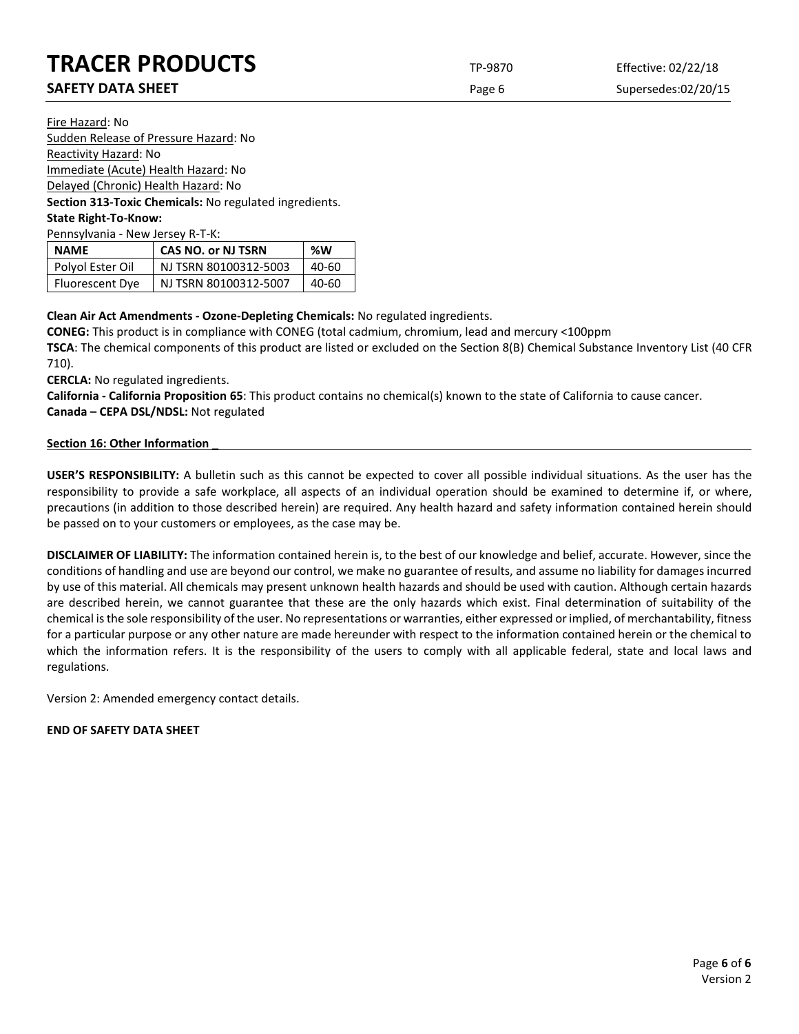Fire Hazard: No
Sudden Release of Pressure Hazard: No
Reactivity Hazard: No
Immediate (Acute) Health Hazard: No
Delayed (Chronic) Health Hazard: No
**Section 313-Toxic Chemicals:** No regulated ingredients.
**State Right-To-Know:**
Pennsylvania - New Jersey R-T-K:

| NAME | CAS NO. or NJ TSRN | %W |
|---|---|---|
| Polyol Ester Oil | NJ TSRN 80100312-5003 | 40-60 |
| Fluorescent Dye | NJ TSRN 80100312-5007 | 40-60 |

**Clean Air Act Amendments - Ozone-Depleting Chemicals:** No regulated ingredients.
**CONEG:** This product is in compliance with CONEG (total cadmium, chromium, lead and mercury <100ppm
**TSCA**: The chemical components of this product are listed or excluded on the Section 8(B) Chemical Substance Inventory List (40 CFR 710).
**CERCLA:** No regulated ingredients.
**California - California Proposition 65**: This product contains no chemical(s) known to the state of California to cause cancer.
**Canada – CEPA DSL/NDSL:** Not regulated

## Section 16: Other Information

**USER'S RESPONSIBILITY:** A bulletin such as this cannot be expected to cover all possible individual situations. As the user has the responsibility to provide a safe workplace, all aspects of an individual operation should be examined to determine if, or where, precautions (in addition to those described herein) are required. Any health hazard and safety information contained herein should be passed on to your customers or employees, as the case may be.

**DISCLAIMER OF LIABILITY:** The information contained herein is, to the best of our knowledge and belief, accurate. However, since the conditions of handling and use are beyond our control, we make no guarantee of results, and assume no liability for damages incurred by use of this material. All chemicals may present unknown health hazards and should be used with caution. Although certain hazards are described herein, we cannot guarantee that these are the only hazards which exist. Final determination of suitability of the chemical is the sole responsibility of the user. No representations or warranties, either expressed or implied, of merchantability, fitness for a particular purpose or any other nature are made hereunder with respect to the information contained herein or the chemical to which the information refers. It is the responsibility of the users to comply with all applicable federal, state and local laws and regulations.

Version 2: Amended emergency contact details.

**END OF SAFETY DATA SHEET**